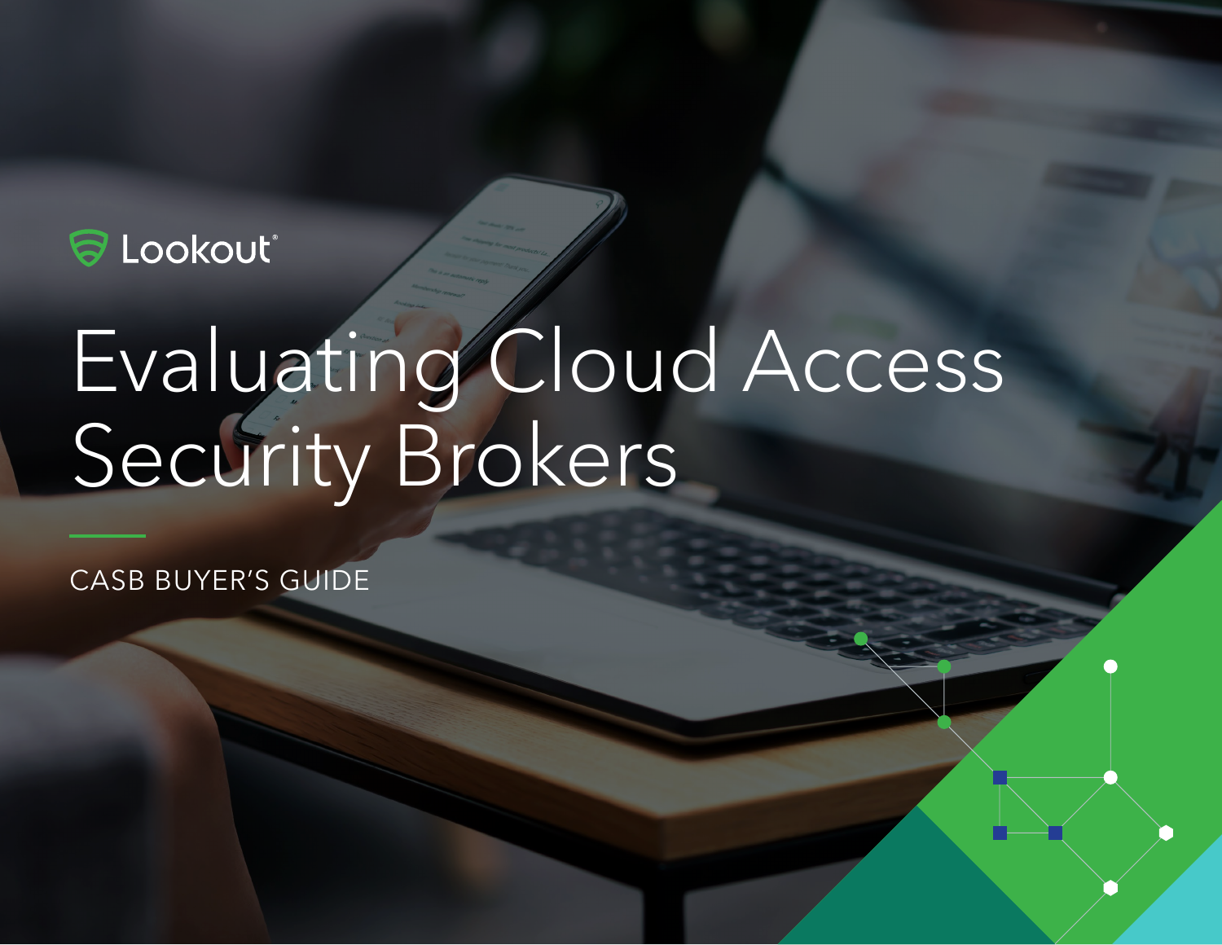Lookout®

# Evaluating Cloud Access Security Brokers

CASB BUYER'S GUIDE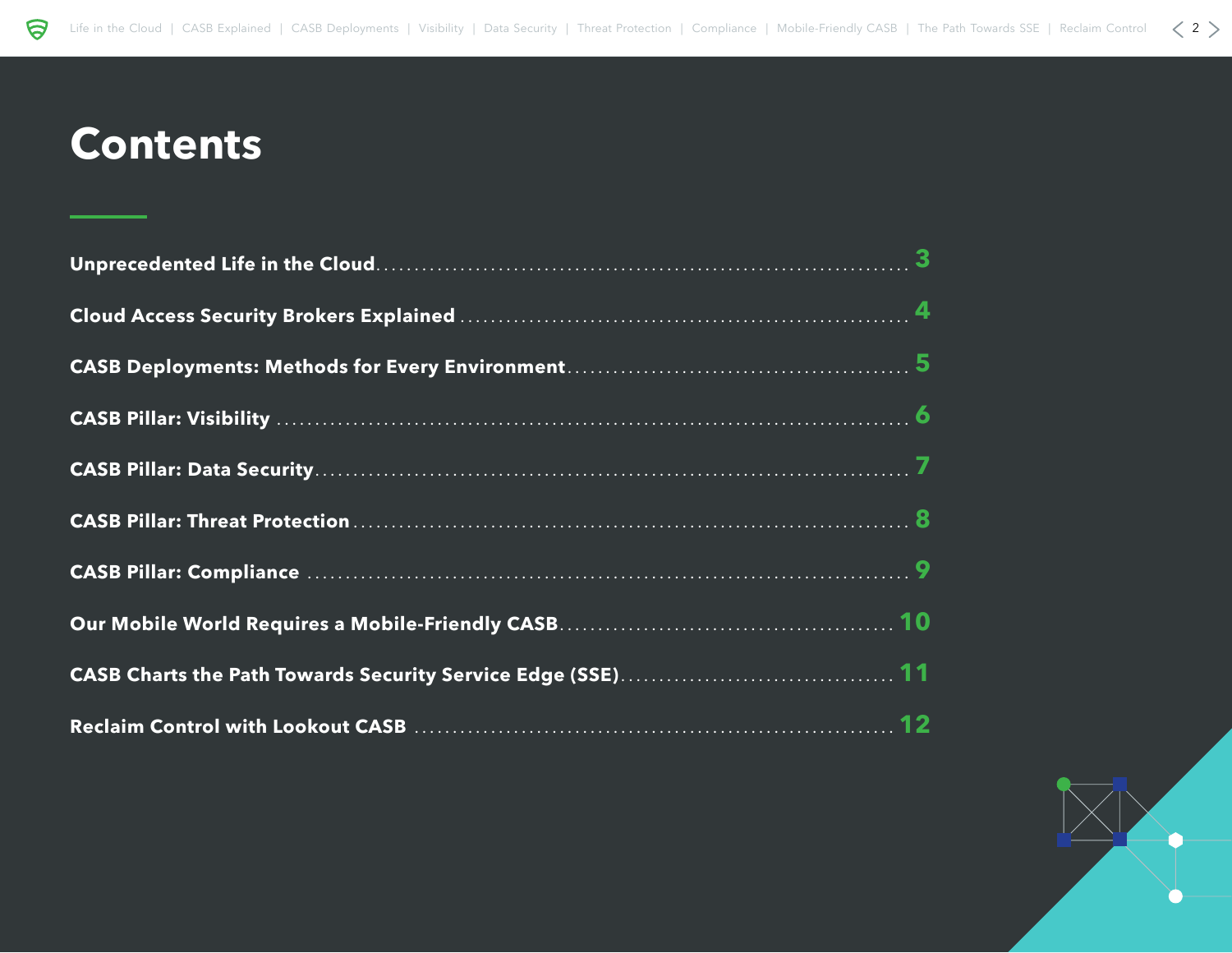# Contents

Unprecedented Life in the Cloud ........ 3

Cloud Access Security Brokers Explained ........ 4

CASB Deployments: Methods for Every Environment ........ 5

CASB Pillar: Visibility ........ 6

CASB Pillar: Data Security ........ 7

CASB Pillar: Threat Protection ........ 8

CASB Pillar: Compliance ........ 9

Our Mobile World Requires a Mobile-Friendly CASB ........ 10

CASB Charts the Path Towards Security Service Edge (SSE) ........ 11

Reclaim Control with Lookout CASB ........ 12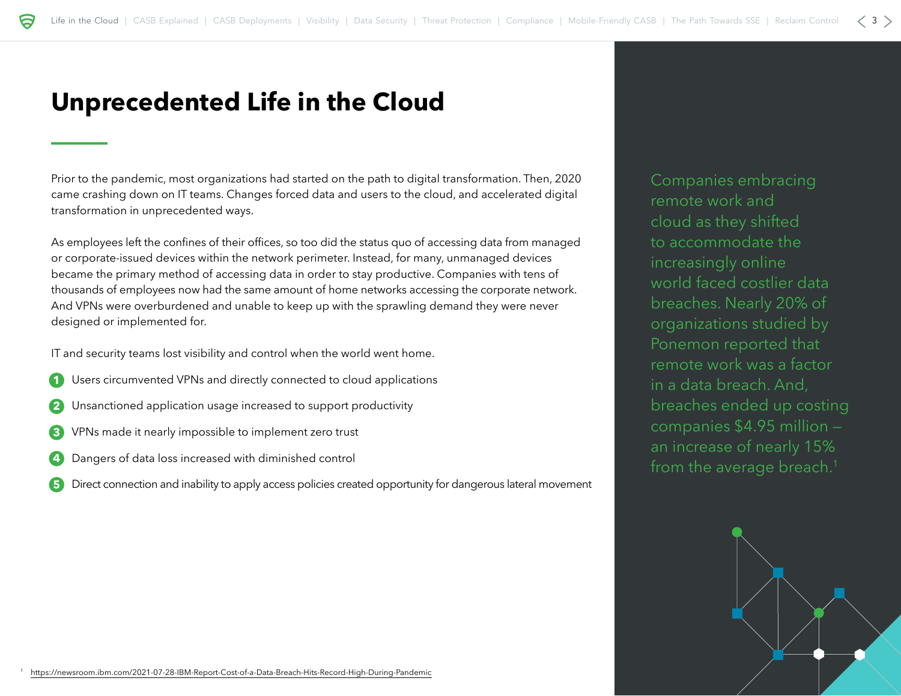# Unprecedented Life in the Cloud

Prior to the pandemic, most organizations had started on the path to digital transformation. Then, 2020 came crashing down on IT teams. Changes forced data and users to the cloud, and accelerated digital transformation in unprecedented ways.

As employees left the confines of their offices, so too did the status quo of accessing data from managed or corporate-issued devices within the network perimeter. Instead, for many, unmanaged devices became the primary method of accessing data in order to stay productive. Companies with tens of thousands of employees now had the same amount of home networks accessing the corporate network. And VPNs were overburdened and unable to keep up with the sprawling demand they were never designed or implemented for.

IT and security teams lost visibility and control when the world went home.

1. Users circumvented VPNs and directly connected to cloud applications
2. Unsanctioned application usage increased to support productivity
3. VPNs made it nearly impossible to implement zero trust
4. Dangers of data loss increased with diminished control
5. Direct connection and inability to apply access policies created opportunity for dangerous lateral movement

Companies embracing remote work and cloud as they shifted to accommodate the increasingly online world faced costlier data breaches. Nearly 20% of organizations studied by Ponemon reported that remote work was a factor in a data breach. And, breaches ended up costing companies $4.95 million – an increase of nearly 15% from the average breach.[1]

[1] https://newsroom.ibm.com/2021-07-28-IBM-Report-Cost-of-a-Data-Breach-Hits-Record-High-During-Pandemic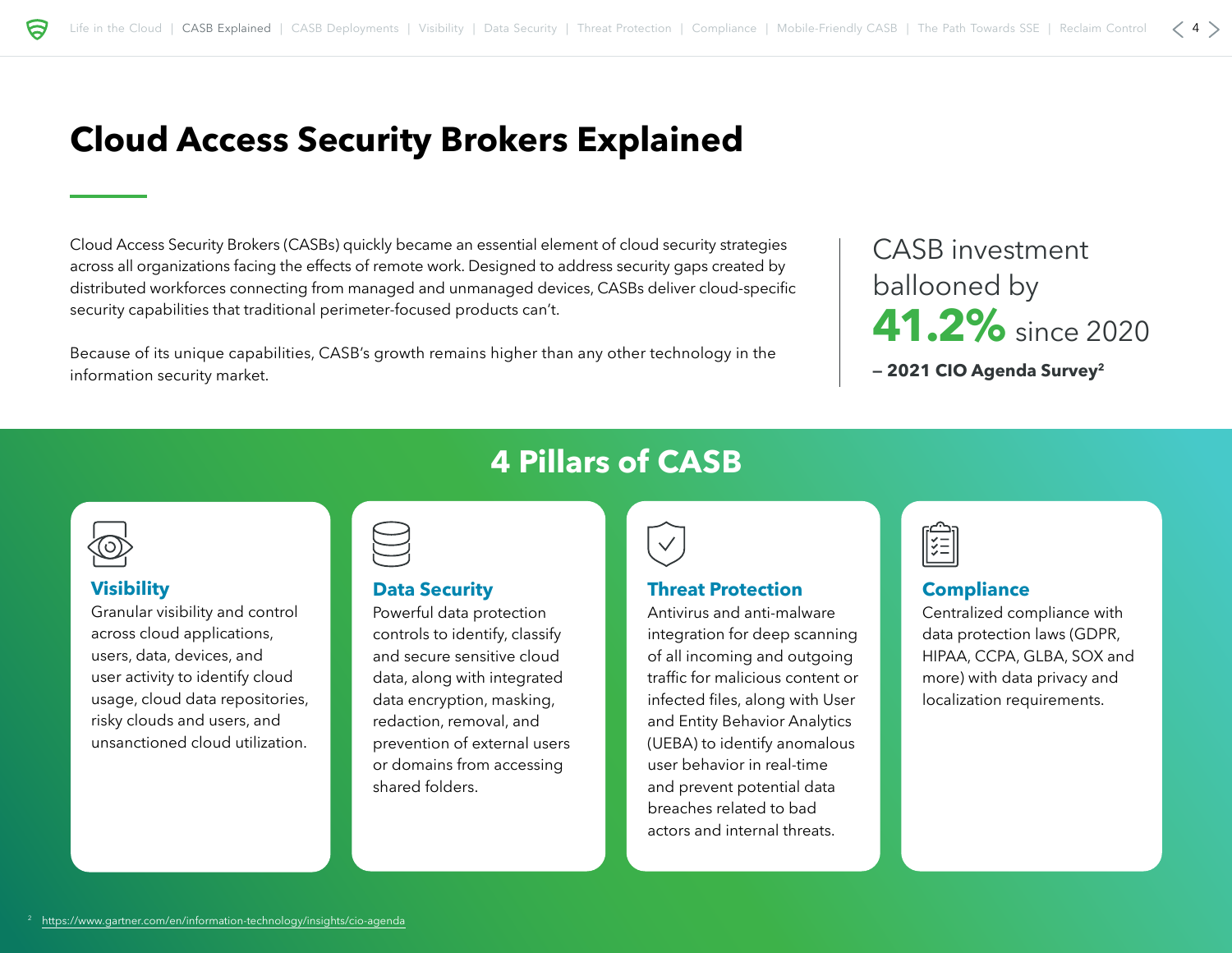# Cloud Access Security Brokers Explained

Cloud Access Security Brokers (CASBs) quickly became an essential element of cloud security strategies across all organizations facing the effects of remote work. Designed to address security gaps created by distributed workforces connecting from managed and unmanaged devices, CASBs deliver cloud-specific security capabilities that traditional perimeter-focused products can't.

Because of its unique capabilities, CASB's growth remains higher than any other technology in the information security market.

CASB investment ballooned by **41.2%** since 2020

**– 2021 CIO Agenda Survey[2]**

## 4 Pillars of CASB

### Visibility

Granular visibility and control across cloud applications, users, data, devices, and user activity to identify cloud usage, cloud data repositories, risky clouds and users, and unsanctioned cloud utilization.

### Data Security

Powerful data protection controls to identify, classify and secure sensitive cloud data, along with integrated data encryption, masking, redaction, removal, and prevention of external users or domains from accessing shared folders.

### Threat Protection

Antivirus and anti-malware integration for deep scanning of all incoming and outgoing traffic for malicious content or infected files, along with User and Entity Behavior Analytics (UEBA) to identify anomalous user behavior in real-time and prevent potential data breaches related to bad actors and internal threats.

### Compliance

Centralized compliance with data protection laws (GDPR, HIPAA, CCPA, GLBA, SOX and more) with data privacy and localization requirements.

[2] https://www.gartner.com/en/information-technology/insights/cio-agenda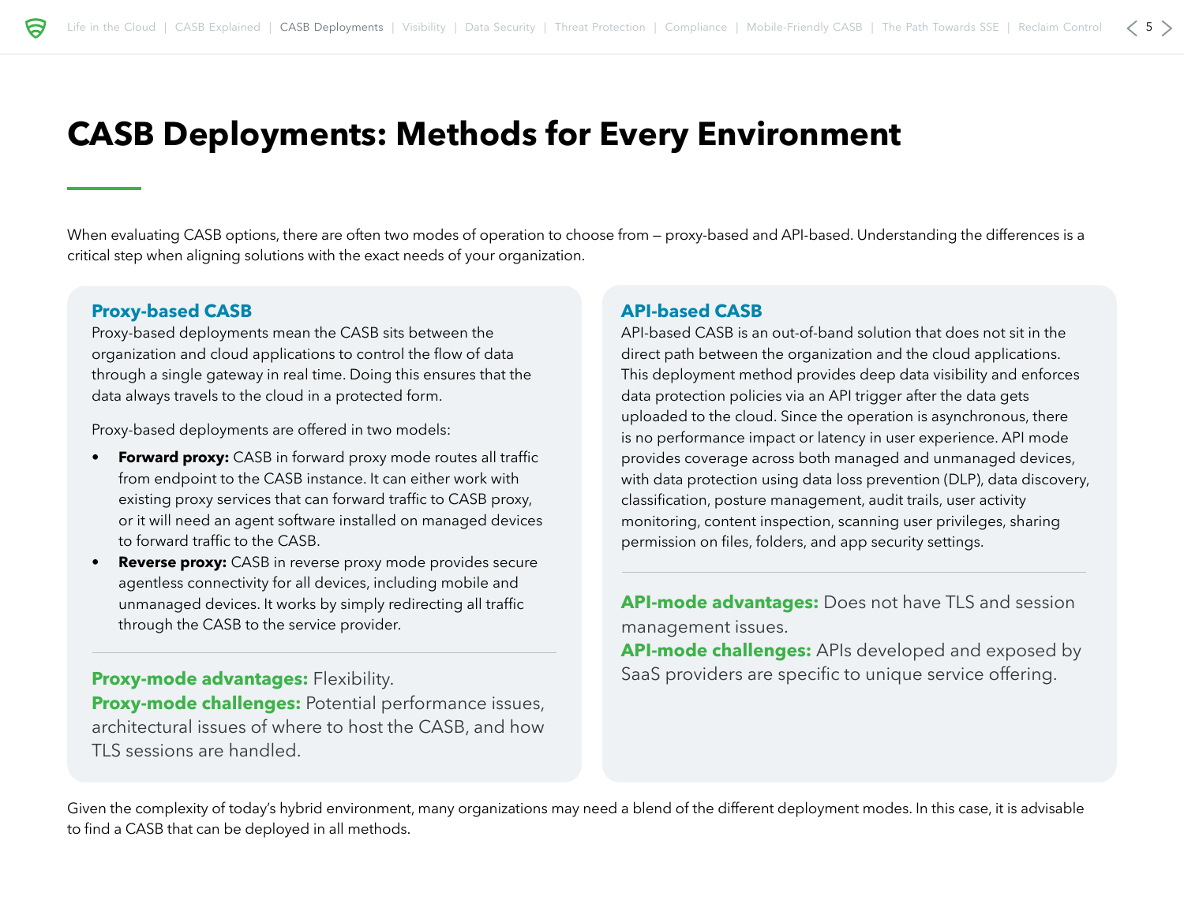# CASB Deployments: Methods for Every Environment

When evaluating CASB options, there are often two modes of operation to choose from – proxy-based and API-based. Understanding the differences is a critical step when aligning solutions with the exact needs of your organization.

## Proxy-based CASB

Proxy-based deployments mean the CASB sits between the organization and cloud applications to control the flow of data through a single gateway in real time. Doing this ensures that the data always travels to the cloud in a protected form.

Proxy-based deployments are offered in two models:

- **Forward proxy:** CASB in forward proxy mode routes all traffic from endpoint to the CASB instance. It can either work with existing proxy services that can forward traffic to CASB proxy, or it will need an agent software installed on managed devices to forward traffic to the CASB.
- **Reverse proxy:** CASB in reverse proxy mode provides secure agentless connectivity for all devices, including mobile and unmanaged devices. It works by simply redirecting all traffic through the CASB to the service provider.

**Proxy-mode advantages:** Flexibility.
**Proxy-mode challenges:** Potential performance issues, architectural issues of where to host the CASB, and how TLS sessions are handled.

## API-based CASB

API-based CASB is an out-of-band solution that does not sit in the direct path between the organization and the cloud applications. This deployment method provides deep data visibility and enforces data protection policies via an API trigger after the data gets uploaded to the cloud. Since the operation is asynchronous, there is no performance impact or latency in user experience. API mode provides coverage across both managed and unmanaged devices, with data protection using data loss prevention (DLP), data discovery, classification, posture management, audit trails, user activity monitoring, content inspection, scanning user privileges, sharing permission on files, folders, and app security settings.

**API-mode advantages:** Does not have TLS and session management issues.
**API-mode challenges:** APIs developed and exposed by SaaS providers are specific to unique service offering.

Given the complexity of today's hybrid environment, many organizations may need a blend of the different deployment modes. In this case, it is advisable to find a CASB that can be deployed in all methods.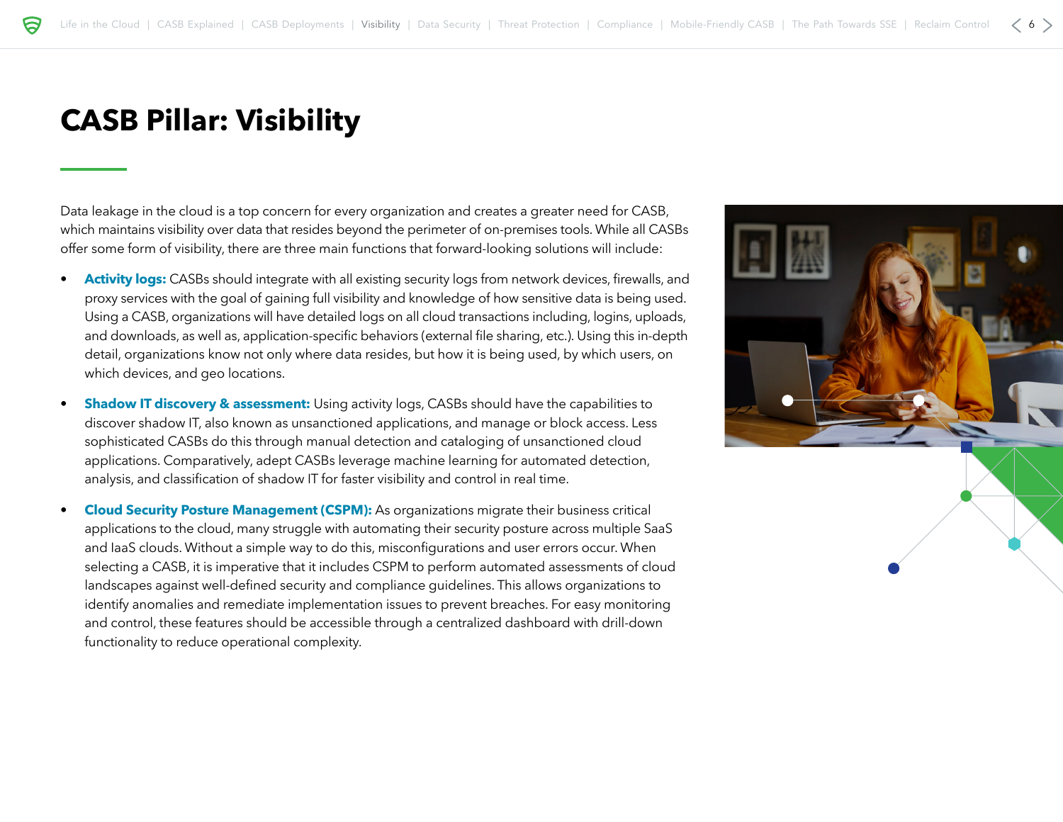# CASB Pillar: Visibility

Data leakage in the cloud is a top concern for every organization and creates a greater need for CASB, which maintains visibility over data that resides beyond the perimeter of on-premises tools. While all CASBs offer some form of visibility, there are three main functions that forward-looking solutions will include:

- **Activity logs:** CASBs should integrate with all existing security logs from network devices, firewalls, and proxy services with the goal of gaining full visibility and knowledge of how sensitive data is being used. Using a CASB, organizations will have detailed logs on all cloud transactions including, logins, uploads, and downloads, as well as, application-specific behaviors (external file sharing, etc.). Using this in-depth detail, organizations know not only where data resides, but how it is being used, by which users, on which devices, and geo locations.

- **Shadow IT discovery & assessment:** Using activity logs, CASBs should have the capabilities to discover shadow IT, also known as unsanctioned applications, and manage or block access. Less sophisticated CASBs do this through manual detection and cataloging of unsanctioned cloud applications. Comparatively, adept CASBs leverage machine learning for automated detection, analysis, and classification of shadow IT for faster visibility and control in real time.

- **Cloud Security Posture Management (CSPM):** As organizations migrate their business critical applications to the cloud, many struggle with automating their security posture across multiple SaaS and IaaS clouds. Without a simple way to do this, misconfigurations and user errors occur. When selecting a CASB, it is imperative that it includes CSPM to perform automated assessments of cloud landscapes against well-defined security and compliance guidelines. This allows organizations to identify anomalies and remediate implementation issues to prevent breaches. For easy monitoring and control, these features should be accessible through a centralized dashboard with drill-down functionality to reduce operational complexity.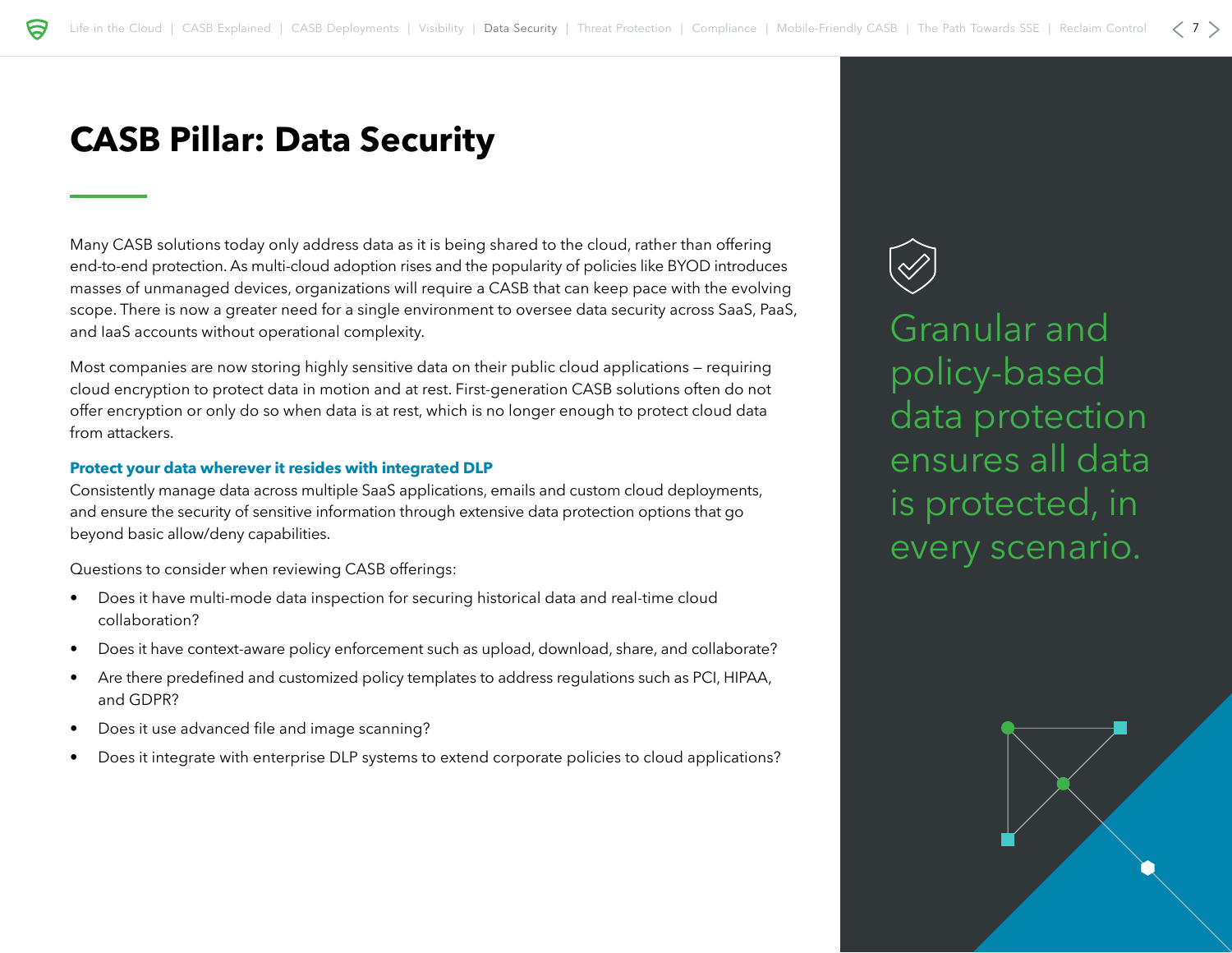# CASB Pillar: Data Security

Many CASB solutions today only address data as it is being shared to the cloud, rather than offering end-to-end protection. As multi-cloud adoption rises and the popularity of policies like BYOD introduces masses of unmanaged devices, organizations will require a CASB that can keep pace with the evolving scope. There is now a greater need for a single environment to oversee data security across SaaS, PaaS, and IaaS accounts without operational complexity.

Most companies are now storing highly sensitive data on their public cloud applications – requiring cloud encryption to protect data in motion and at rest. First-generation CASB solutions often do not offer encryption or only do so when data is at rest, which is no longer enough to protect cloud data from attackers.

**Protect your data wherever it resides with integrated DLP**

Consistently manage data across multiple SaaS applications, emails and custom cloud deployments, and ensure the security of sensitive information through extensive data protection options that go beyond basic allow/deny capabilities.

Questions to consider when reviewing CASB offerings:

- Does it have multi-mode data inspection for securing historical data and real-time cloud collaboration?
- Does it have context-aware policy enforcement such as upload, download, share, and collaborate?
- Are there predefined and customized policy templates to address regulations such as PCI, HIPAA, and GDPR?
- Does it use advanced file and image scanning?
- Does it integrate with enterprise DLP systems to extend corporate policies to cloud applications?

Granular and policy-based data protection ensures all data is protected, in every scenario.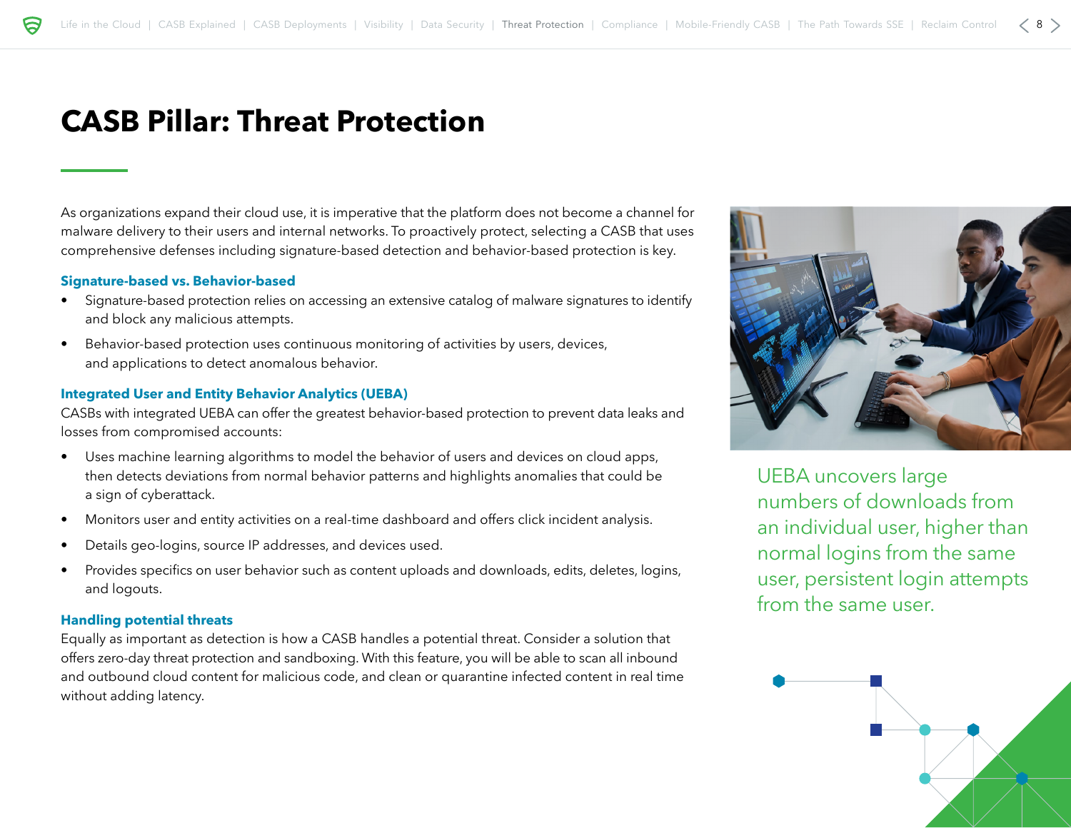# CASB Pillar: Threat Protection

As organizations expand their cloud use, it is imperative that the platform does not become a channel for malware delivery to their users and internal networks. To proactively protect, selecting a CASB that uses comprehensive defenses including signature-based detection and behavior-based protection is key.

### Signature-based vs. Behavior-based

- Signature-based protection relies on accessing an extensive catalog of malware signatures to identify and block any malicious attempts.
- Behavior-based protection uses continuous monitoring of activities by users, devices, and applications to detect anomalous behavior.

### Integrated User and Entity Behavior Analytics (UEBA)

CASBs with integrated UEBA can offer the greatest behavior-based protection to prevent data leaks and losses from compromised accounts:

- Uses machine learning algorithms to model the behavior of users and devices on cloud apps, then detects deviations from normal behavior patterns and highlights anomalies that could be a sign of cyberattack.
- Monitors user and entity activities on a real-time dashboard and offers click incident analysis.
- Details geo-logins, source IP addresses, and devices used.
- Provides specifics on user behavior such as content uploads and downloads, edits, deletes, logins, and logouts.

### Handling potential threats

Equally as important as detection is how a CASB handles a potential threat. Consider a solution that offers zero-day threat protection and sandboxing. With this feature, you will be able to scan all inbound and outbound cloud content for malicious code, and clean or quarantine infected content in real time without adding latency.

UEBA uncovers large numbers of downloads from an individual user, higher than normal logins from the same user, persistent login attempts from the same user.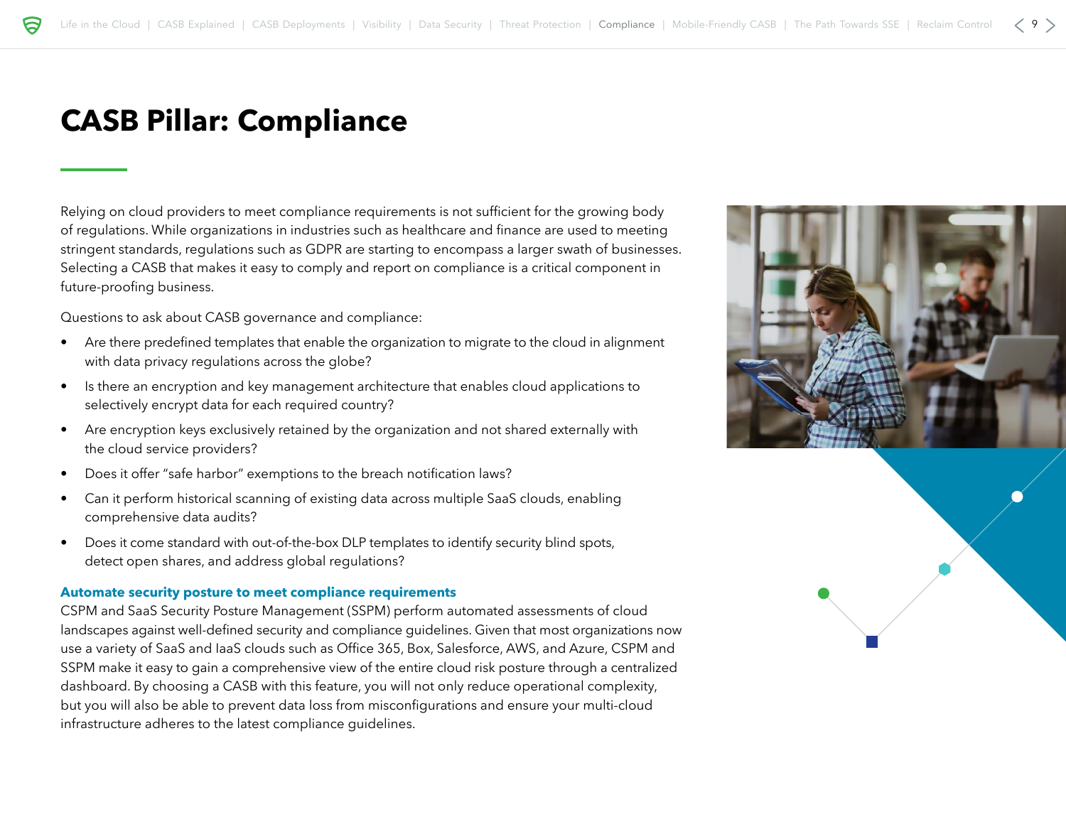# CASB Pillar: Compliance

Relying on cloud providers to meet compliance requirements is not sufficient for the growing body of regulations. While organizations in industries such as healthcare and finance are used to meeting stringent standards, regulations such as GDPR are starting to encompass a larger swath of businesses. Selecting a CASB that makes it easy to comply and report on compliance is a critical component in future-proofing business.

Questions to ask about CASB governance and compliance:

- Are there predefined templates that enable the organization to migrate to the cloud in alignment with data privacy regulations across the globe?
- Is there an encryption and key management architecture that enables cloud applications to selectively encrypt data for each required country?
- Are encryption keys exclusively retained by the organization and not shared externally with the cloud service providers?
- Does it offer "safe harbor" exemptions to the breach notification laws?
- Can it perform historical scanning of existing data across multiple SaaS clouds, enabling comprehensive data audits?
- Does it come standard with out-of-the-box DLP templates to identify security blind spots, detect open shares, and address global regulations?

### Automate security posture to meet compliance requirements

CSPM and SaaS Security Posture Management (SSPM) perform automated assessments of cloud landscapes against well-defined security and compliance guidelines. Given that most organizations now use a variety of SaaS and IaaS clouds such as Office 365, Box, Salesforce, AWS, and Azure, CSPM and SSPM make it easy to gain a comprehensive view of the entire cloud risk posture through a centralized dashboard. By choosing a CASB with this feature, you will not only reduce operational complexity, but you will also be able to prevent data loss from misconfigurations and ensure your multi-cloud infrastructure adheres to the latest compliance guidelines.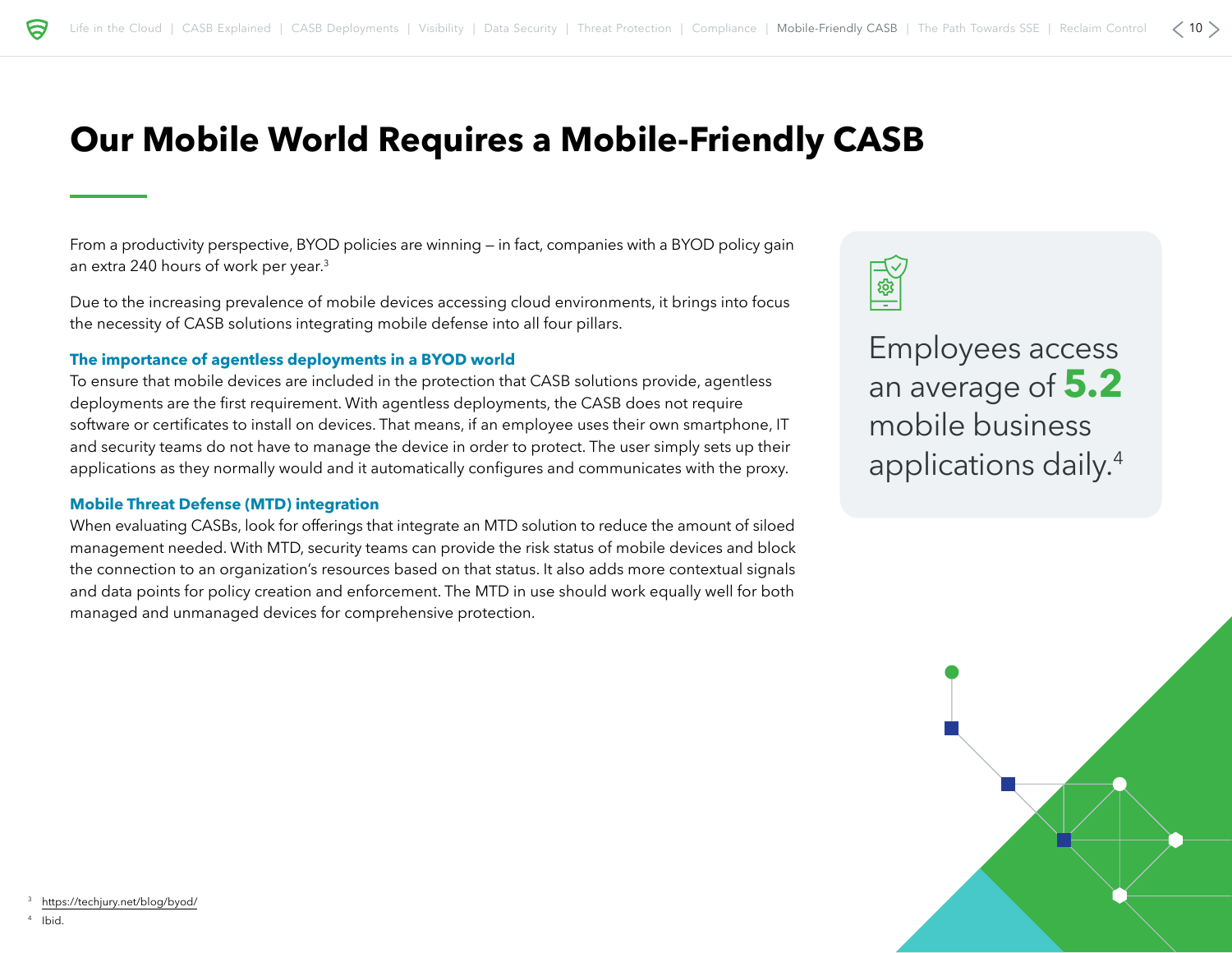# Our Mobile World Requires a Mobile-Friendly CASB

From a productivity perspective, BYOD policies are winning — in fact, companies with a BYOD policy gain an extra 240 hours of work per year.[3]

Due to the increasing prevalence of mobile devices accessing cloud environments, it brings into focus the necessity of CASB solutions integrating mobile defense into all four pillars.

### The importance of agentless deployments in a BYOD world

To ensure that mobile devices are included in the protection that CASB solutions provide, agentless deployments are the first requirement. With agentless deployments, the CASB does not require software or certificates to install on devices. That means, if an employee uses their own smartphone, IT and security teams do not have to manage the device in order to protect. The user simply sets up their applications as they normally would and it automatically configures and communicates with the proxy.

### Mobile Threat Defense (MTD) integration

When evaluating CASBs, look for offerings that integrate an MTD solution to reduce the amount of siloed management needed. With MTD, security teams can provide the risk status of mobile devices and block the connection to an organization's resources based on that status. It also adds more contextual signals and data points for policy creation and enforcement. The MTD in use should work equally well for both managed and unmanaged devices for comprehensive protection.

Employees access an average of **5.2** mobile business applications daily.[4]

[3] https://techjury.net/blog/byod/

[4] Ibid.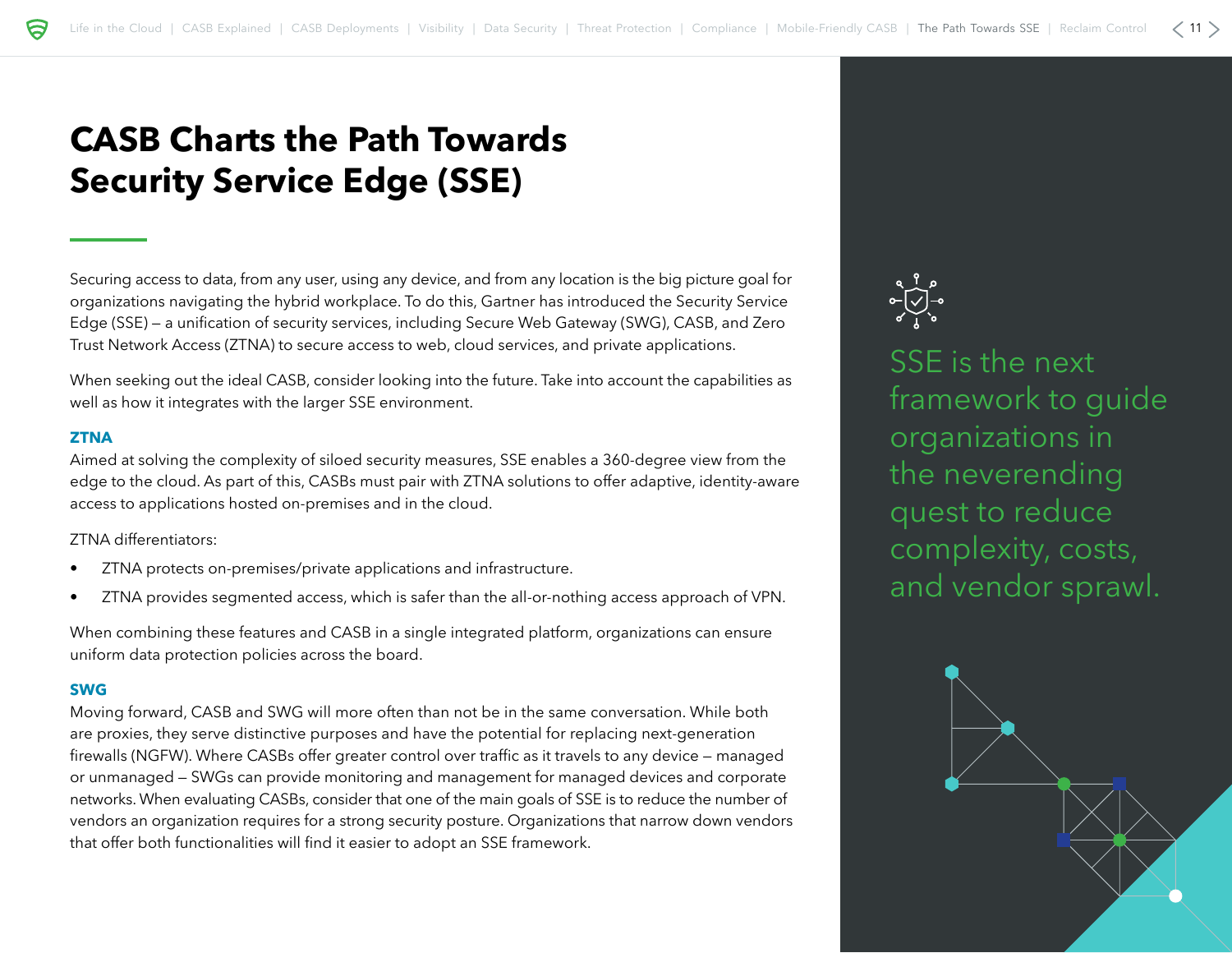# CASB Charts the Path Towards Security Service Edge (SSE)

Securing access to data, from any user, using any device, and from any location is the big picture goal for organizations navigating the hybrid workplace. To do this, Gartner has introduced the Security Service Edge (SSE) – a unification of security services, including Secure Web Gateway (SWG), CASB, and Zero Trust Network Access (ZTNA) to secure access to web, cloud services, and private applications.

When seeking out the ideal CASB, consider looking into the future. Take into account the capabilities as well as how it integrates with the larger SSE environment.

### ZTNA

Aimed at solving the complexity of siloed security measures, SSE enables a 360-degree view from the edge to the cloud. As part of this, CASBs must pair with ZTNA solutions to offer adaptive, identity-aware access to applications hosted on-premises and in the cloud.

ZTNA differentiators:

- ZTNA protects on-premises/private applications and infrastructure.
- ZTNA provides segmented access, which is safer than the all-or-nothing access approach of VPN.

When combining these features and CASB in a single integrated platform, organizations can ensure uniform data protection policies across the board.

### SWG

Moving forward, CASB and SWG will more often than not be in the same conversation. While both are proxies, they serve distinctive purposes and have the potential for replacing next-generation firewalls (NGFW). Where CASBs offer greater control over traffic as it travels to any device – managed or unmanaged – SWGs can provide monitoring and management for managed devices and corporate networks. When evaluating CASBs, consider that one of the main goals of SSE is to reduce the number of vendors an organization requires for a strong security posture. Organizations that narrow down vendors that offer both functionalities will find it easier to adopt an SSE framework.

SSE is the next framework to guide organizations in the neverending quest to reduce complexity, costs, and vendor sprawl.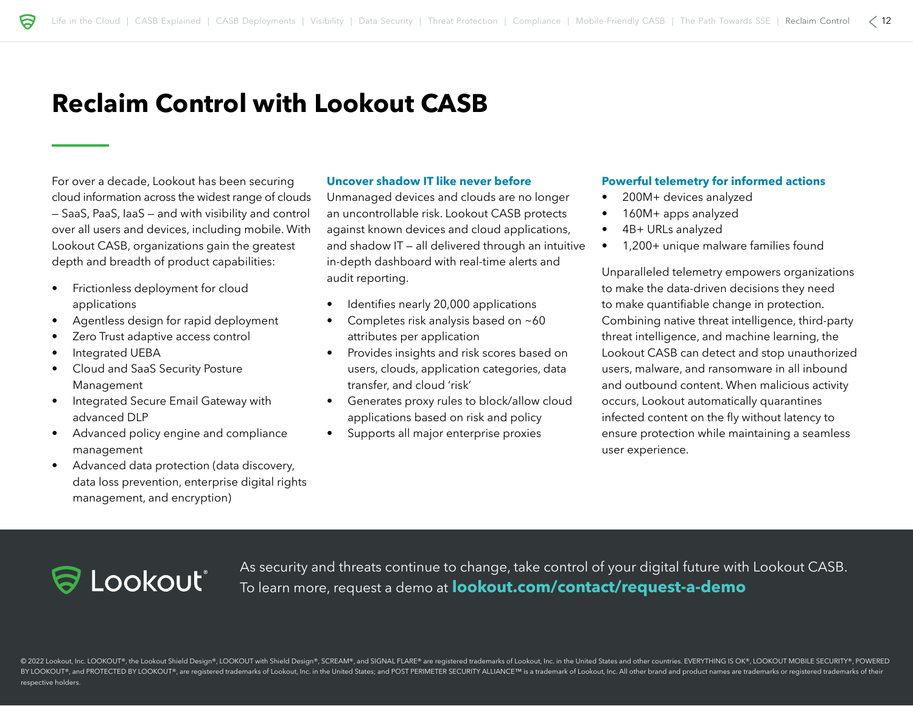# Reclaim Control with Lookout CASB

For over a decade, Lookout has been securing cloud information across the widest range of clouds – SaaS, PaaS, IaaS – and with visibility and control over all users and devices, including mobile. With Lookout CASB, organizations gain the greatest depth and breadth of product capabilities:

- Frictionless deployment for cloud applications
- Agentless design for rapid deployment
- Zero Trust adaptive access control
- Integrated UEBA
- Cloud and SaaS Security Posture Management
- Integrated Secure Email Gateway with advanced DLP
- Advanced policy engine and compliance management
- Advanced data protection (data discovery, data loss prevention, enterprise digital rights management, and encryption)

### Uncover shadow IT like never before

Unmanaged devices and clouds are no longer an uncontrollable risk. Lookout CASB protects against known devices and cloud applications, and shadow IT – all delivered through an intuitive in-depth dashboard with real-time alerts and audit reporting.

- Identifies nearly 20,000 applications
- Completes risk analysis based on ~60 attributes per application
- Provides insights and risk scores based on users, clouds, application categories, data transfer, and cloud 'risk'
- Generates proxy rules to block/allow cloud applications based on risk and policy
- Supports all major enterprise proxies

### Powerful telemetry for informed actions

- 200M+ devices analyzed
- 160M+ apps analyzed
- 4B+ URLs analyzed
- 1,200+ unique malware families found

Unparalleled telemetry empowers organizations to make the data-driven decisions they need to make quantifiable change in protection. Combining native threat intelligence, third-party threat intelligence, and machine learning, the Lookout CASB can detect and stop unauthorized users, malware, and ransomware in all inbound and outbound content. When malicious activity occurs, Lookout automatically quarantines infected content on the fly without latency to ensure protection while maintaining a seamless user experience.

Lookout®

As security and threats continue to change, take control of your digital future with Lookout CASB. To learn more, request a demo at **lookout.com/contact/request-a-demo**

© 2022 Lookout, Inc. LOOKOUT®, the Lookout Shield Design®, LOOKOUT with Shield Design®, SCREAM®, and SIGNAL FLARE® are registered trademarks of Lookout, Inc. in the United States and other countries. EVERYTHING IS OK®, LOOKOUT MOBILE SECURITY®, POWERED BY LOOKOUT®, and PROTECTED BY LOOKOUT®, are registered trademarks of Lookout, Inc. in the United States; and POST PERIMETER SECURITY ALLIANCE™ is a trademark of Lookout, Inc. All other brand and product names are trademarks or registered trademarks of their respective holders.